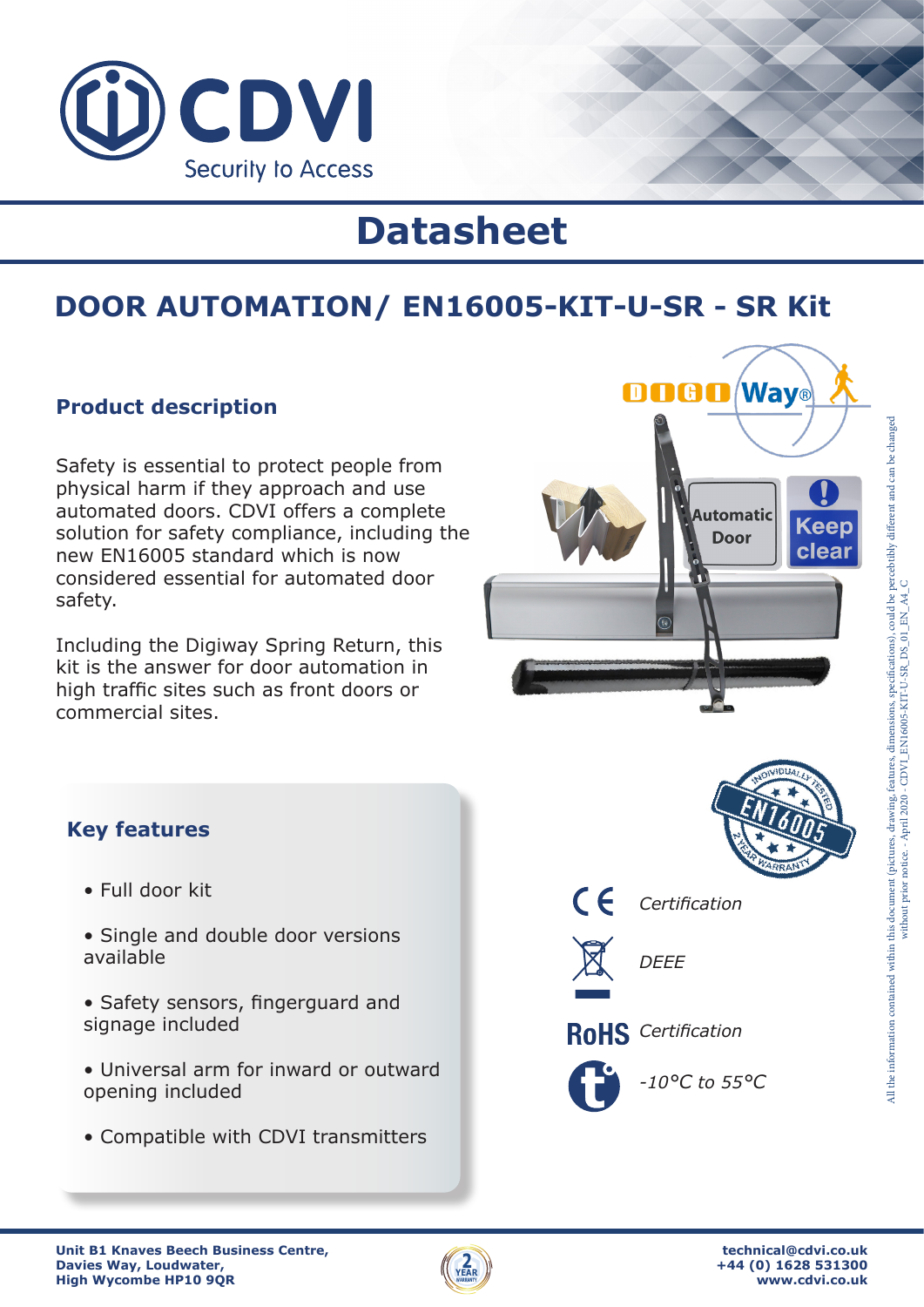# Datasheet

## DOOR AUTOMATION/ EN16005-KIT-U-SR - SR Kit

### Product description

Safety is essential to protect people from physical harm if they approach and use automated doors. CDVI offers a complete solution for safety compliance, including the new EN16005 standard which is now considered essential for automated door safety.

Including the Digiway Spring Return, this kit is the answer for door automation in high traffic sites such as front doors or commercial sites.

### Key features

- Full door kit
- Single and double door versions available
- Safety sensors, fingerguard and signage included
- Universal arm for inward or outward opening included
- Compatible with CDVI transmitters

CE *Certification*

*DEEE*

RoHS *Certification*

*-10°C to 55°C*

All the information contained within this document (pictures, drawing, features, dimensions, specifications), could be perceptibly different and can be changed without prior notice - April 2020 - CDVI_EN16005-KIT-U-SR_DS_01_EN_A4_C

**Unit B1 Knaves Beech Business Centre,**
**Davies Way, Loudwater,**
**High Wycombe HP10 9QR**

**technical@cdvi.co.uk**
**+44 (0) 1628 531300**
**www.cdvi.co.uk**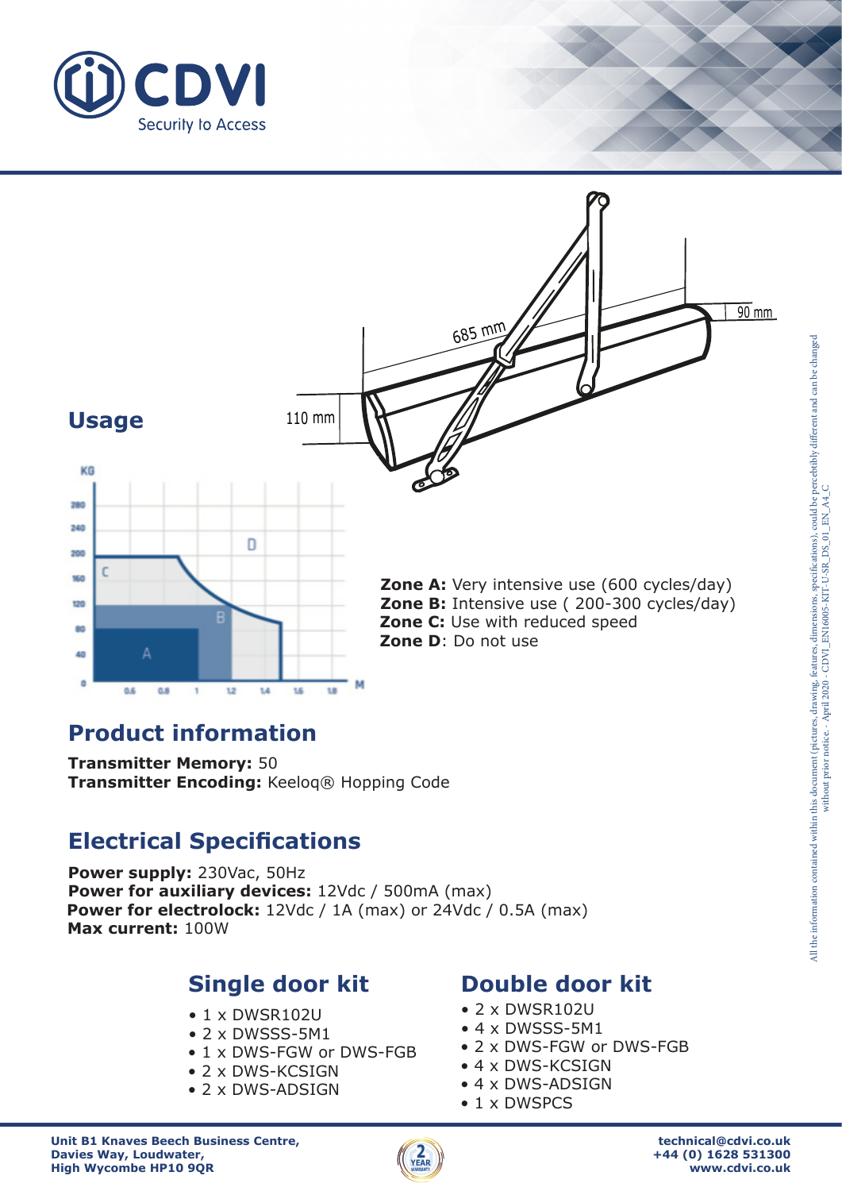CDVI
Security to Access

685 mm
90 mm
110 mm

## Usage

KG
280
240
200
160
120
80
40
0
0.6
0.8
1
1.2
1.4
1.6
1.8
M
A
B
C
D

**Zone A:** Very intensive use (600 cycles/day)
**Zone B:** Intensive use ( 200-300 cycles/day)
**Zone C:** Use with reduced speed
**Zone D**: Do not use

## Product information

**Transmitter Memory:** 50
**Transmitter Encoding:** Keeloq® Hopping Code

## Electrical Specifications

**Power supply:** 230Vac, 50Hz
**Power for auxiliary devices:** 12Vdc / 500mA (max)
**Power for electrolock:** 12Vdc / 1A (max) or 24Vdc / 0.5A (max)
**Max current:** 100W

## Single door kit

- 1 x DWSR102U
- 2 x DWSSS-5M1
- 1 x DWS-FGW or DWS-FGB
- 2 x DWS-KCSIGN
- 2 x DWS-ADSIGN

## Double door kit

- 2 x DWSR102U
- 4 x DWSSS-5M1
- 2 x DWS-FGW or DWS-FGB
- 4 x DWS-KCSIGN
- 4 x DWS-ADSIGN
- 1 x DWSPCS

All the information contained within this document (pictures, drawing, features, dimensions, specifications), could be perceptibly different and can be changed without prior notice. - April 2020 - CDVI_EN16005-KIT-U-SR_DS_01_EN_A4_C

**Unit B1 Knaves Beech Business Centre,**
**Davies Way, Loudwater,**
**High Wycombe HP10 9QR**

2 YEAR WARRANTY

**technical@cdvi.co.uk**
**+44 (0) 1628 531300**
**www.cdvi.co.uk**